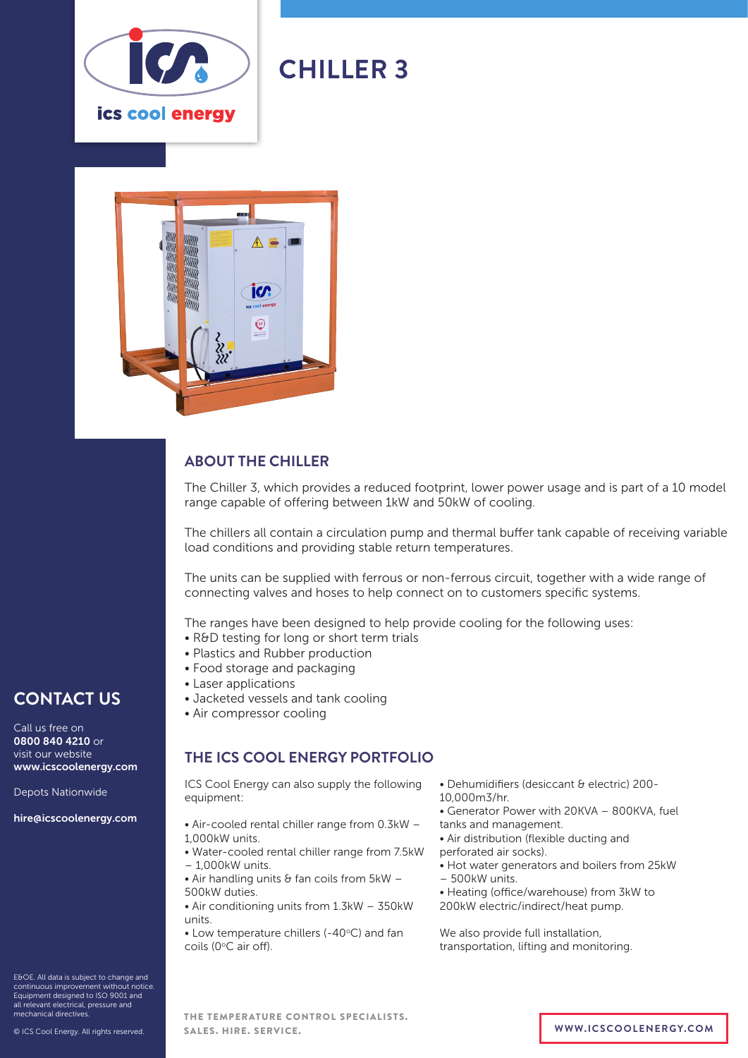ics cool energy

# CHILLER 3

## ABOUT THE CHILLER

The Chiller 3, which provides a reduced footprint, lower power usage and is part of a 10 model range capable of offering between 1kW and 50kW of cooling.

The chillers all contain a circulation pump and thermal buffer tank capable of receiving variable load conditions and providing stable return temperatures.

The units can be supplied with ferrous or non-ferrous circuit, together with a wide range of connecting valves and hoses to help connect on to customers specific systems.

The ranges have been designed to help provide cooling for the following uses:

- R&D testing for long or short term trials
- Plastics and Rubber production
- Food storage and packaging
- Laser applications
- Jacketed vessels and tank cooling
- Air compressor cooling

## THE ICS COOL ENERGY PORTFOLIO

ICS Cool Energy can also supply the following equipment:

- Air-cooled rental chiller range from 0.3kW – 1,000kW units.
- Water-cooled rental chiller range from 7.5kW – 1,000kW units.
- Air handling units & fan coils from 5kW – 500kW duties.
- Air conditioning units from 1.3kW – 350kW units.
- Low temperature chillers (-40°C) and fan coils (0°C air off).
- Dehumidifiers (desiccant & electric) 200-10,000m3/hr.
- Generator Power with 20KVA – 800KVA, fuel tanks and management.
- Air distribution (flexible ducting and perforated air socks).
- Hot water generators and boilers from 25kW – 500kW units.
- Heating (office/warehouse) from 3kW to 200kW electric/indirect/heat pump.

We also provide full installation, transportation, lifting and monitoring.

## CONTACT US

Call us free on **0800 840 4210** or visit our website **www.icscoolenergy.com**

Depots Nationwide

**hire@icscoolenergy.com**

E&OE. All data is subject to change and continuous improvement without notice. Equipment designed to ISO 9001 and all relevant electrical, pressure and mechanical directives.

© ICS Cool Energy. All rights reserved.

THE TEMPERATURE CONTROL SPECIALISTS.
SALES. HIRE. SERVICE.

WWW.ICSCOOLENERGY.COM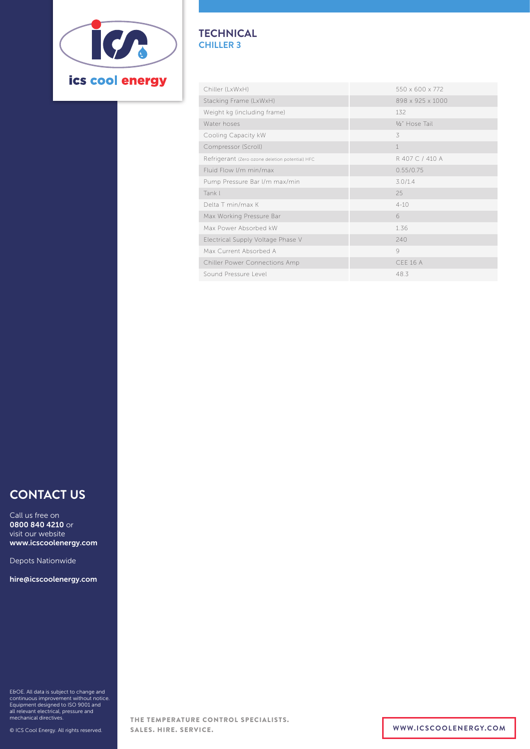ics cool energy

# TECHNICAL

## CHILLER 3

| | |
|---|---|
| Chiller (LxWxH) | 550 x 600 x 772 |
| Stacking Frame (LxWxH) | 898 x 925 x 1000 |
| Weight kg (including frame) | 132 |
| Water hoses | ½" Hose Tail |
| Cooling Capacity kW | 3 |
| Compressor (Scroll) | 1 |
| Refrigerant (Zero ozone deletion potential) HFC | R 407 C / 410 A |
| Fluid Flow l/m min/max | 0.55/0.75 |
| Pump Pressure Bar l/m max/min | 3.0/1.4 |
| Tank l | 25 |
| Delta T min/max K | 4-10 |
| Max Working Pressure Bar | 6 |
| Max Power Absorbed kW | 1.36 |
| Electrical Supply Voltage Phase V | 240 |
| Max Current Absorbed A | 9 |
| Chiller Power Connections Amp | CEE 16 A |
| Sound Pressure Level | 48.3 |

## CONTACT US

Call us free on **0800 840 4210** or visit our website **www.icscoolenergy.com**

Depots Nationwide

**hire@icscoolenergy.com**

E&OE. All data is subject to change and continuous improvement without notice. Equipment designed to ISO 9001 and all relevant electrical, pressure and mechanical directives.

© ICS Cool Energy. All rights reserved.

**THE TEMPERATURE CONTROL SPECIALISTS. SALES. HIRE. SERVICE.**

**WWW.ICSCOOLENERGY.COM**